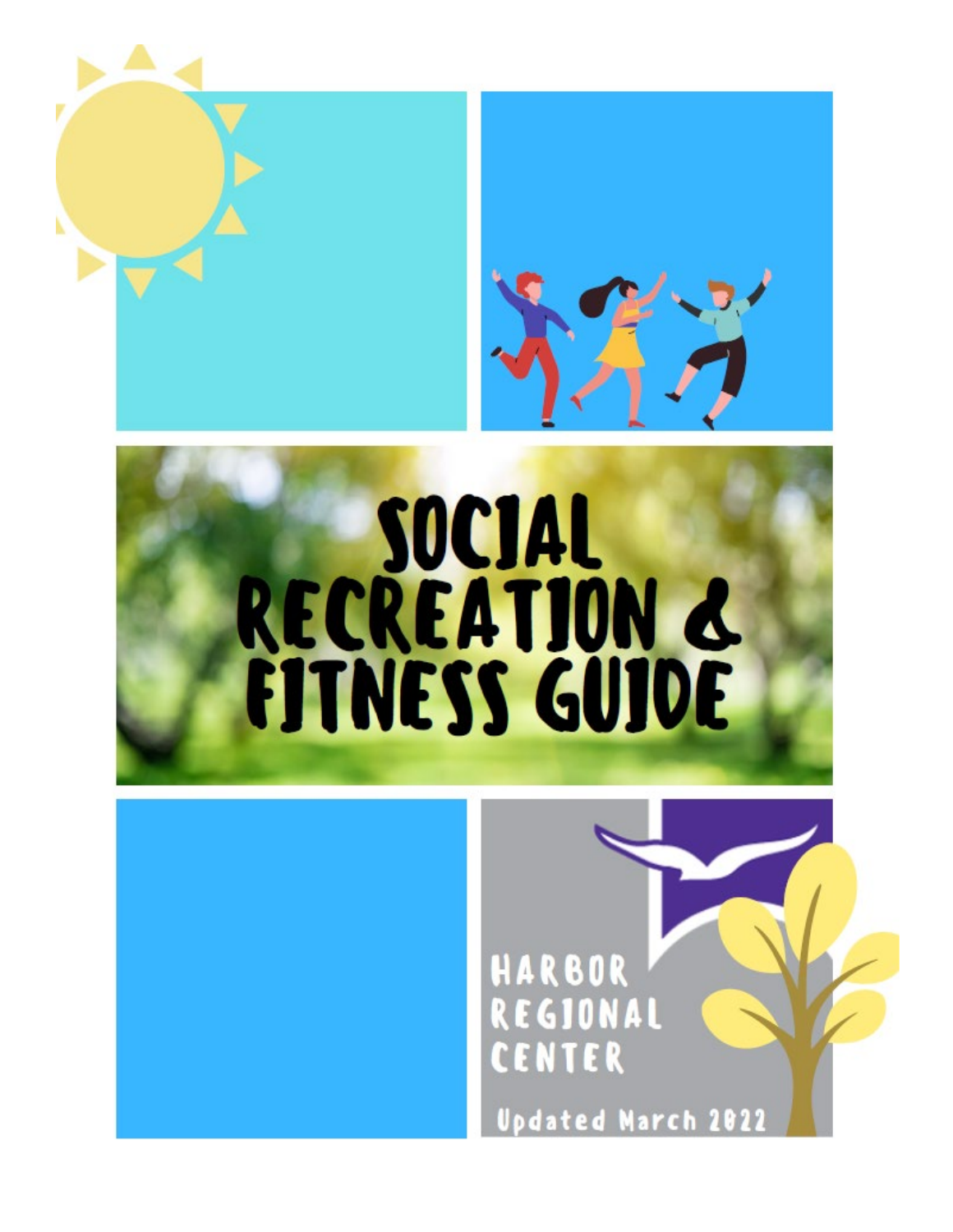# SOCIAL RECREATION & FITNESS GUIDE

HARBOR REGIONAL CENTER

Updated March 2022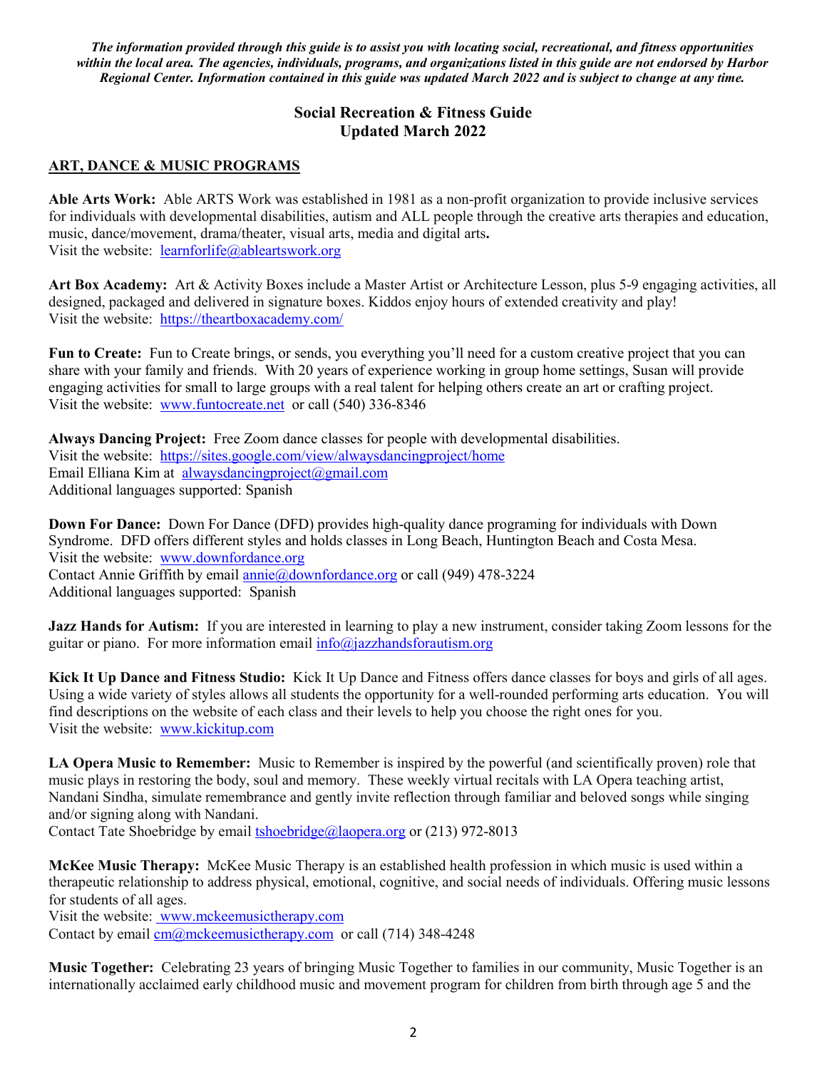***The information provided through this guide is to assist you with locating social, recreational, and fitness opportunities within the local area. The agencies, individuals, programs, and organizations listed in this guide are not endorsed by Harbor Regional Center. Information contained in this guide was updated March 2022 and is subject to change at any time.***

# Social Recreation & Fitness Guide
# Updated March 2022

## ART, DANCE & MUSIC PROGRAMS

**Able Arts Work:** Able ARTS Work was established in 1981 as a non-profit organization to provide inclusive services for individuals with developmental disabilities, autism and ALL people through the creative arts therapies and education, music, dance/movement, drama/theater, visual arts, media and digital arts**.**
Visit the website: learnforlife@ableartswork.org

**Art Box Academy:** Art & Activity Boxes include a Master Artist or Architecture Lesson, plus 5-9 engaging activities, all designed, packaged and delivered in signature boxes. Kiddos enjoy hours of extended creativity and play!
Visit the website: https://theartboxacademy.com/

**Fun to Create:** Fun to Create brings, or sends, you everything you'll need for a custom creative project that you can share with your family and friends. With 20 years of experience working in group home settings, Susan will provide engaging activities for small to large groups with a real talent for helping others create an art or crafting project.
Visit the website: www.funtocreate.net or call (540) 336-8346

**Always Dancing Project:** Free Zoom dance classes for people with developmental disabilities.
Visit the website: https://sites.google.com/view/alwaysdancingproject/home
Email Elliana Kim at alwaysdancingproject@gmail.com
Additional languages supported: Spanish

**Down For Dance:** Down For Dance (DFD) provides high-quality dance programing for individuals with Down Syndrome. DFD offers different styles and holds classes in Long Beach, Huntington Beach and Costa Mesa.
Visit the website: www.downfordance.org
Contact Annie Griffith by email annie@downfordance.org or call (949) 478-3224
Additional languages supported: Spanish

**Jazz Hands for Autism:** If you are interested in learning to play a new instrument, consider taking Zoom lessons for the guitar or piano. For more information email info@jazzhandsforautism.org

**Kick It Up Dance and Fitness Studio:** Kick It Up Dance and Fitness offers dance classes for boys and girls of all ages. Using a wide variety of styles allows all students the opportunity for a well-rounded performing arts education. You will find descriptions on the website of each class and their levels to help you choose the right ones for you.
Visit the website: www.kickitup.com

**LA Opera Music to Remember:** Music to Remember is inspired by the powerful (and scientifically proven) role that music plays in restoring the body, soul and memory. These weekly virtual recitals with LA Opera teaching artist, Nandani Sindha, simulate remembrance and gently invite reflection through familiar and beloved songs while singing and/or signing along with Nandani.
Contact Tate Shoebridge by email tshoebridge@laopera.org or (213) 972-8013

**McKee Music Therapy:** McKee Music Therapy is an established health profession in which music is used within a therapeutic relationship to address physical, emotional, cognitive, and social needs of individuals. Offering music lessons for students of all ages.
Visit the website: www.mckeemusictherapy.com
Contact by email cm@mckeemusictherapy.com or call (714) 348-4248

**Music Together:** Celebrating 23 years of bringing Music Together to families in our community, Music Together is an internationally acclaimed early childhood music and movement program for children from birth through age 5 and the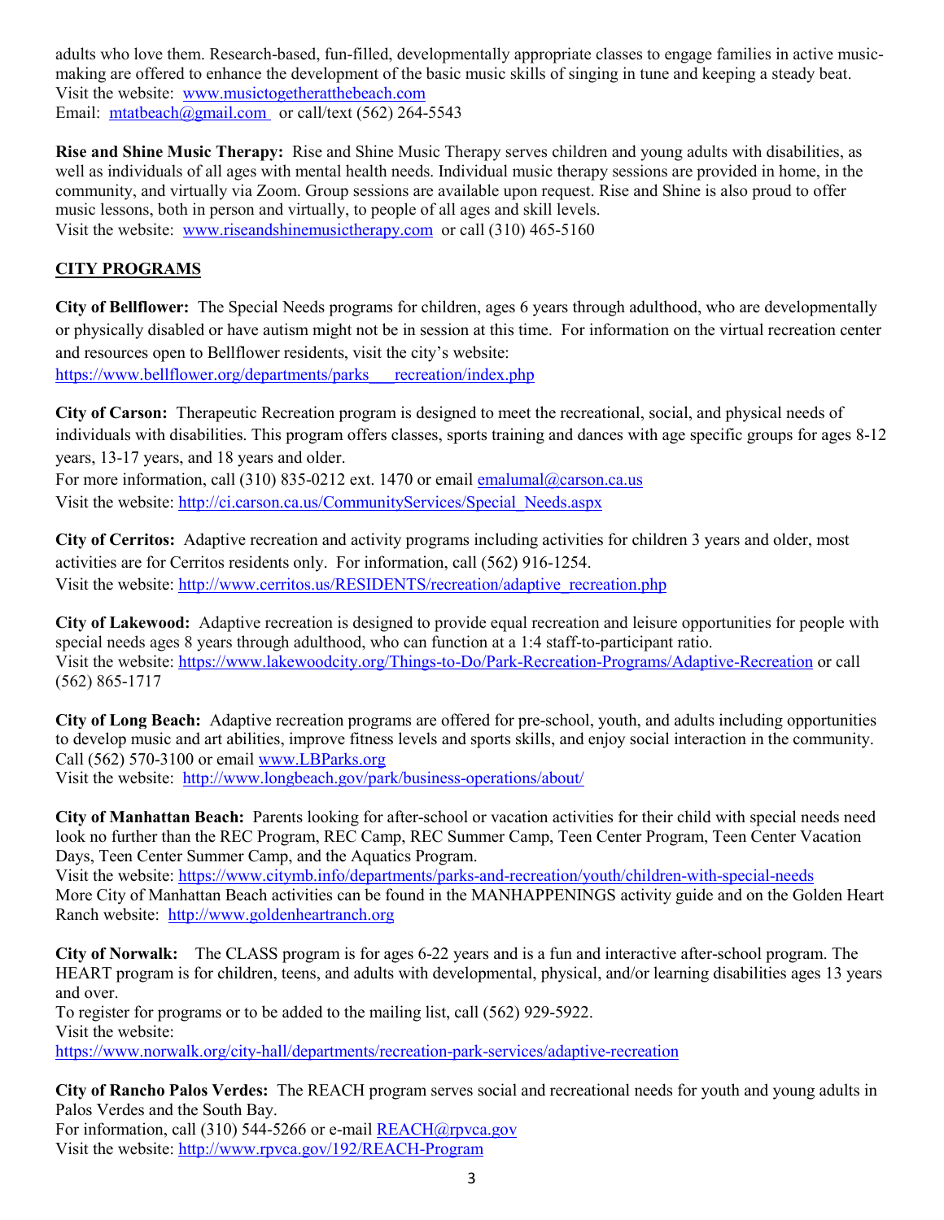adults who love them. Research-based, fun-filled, developmentally appropriate classes to engage families in active music-making are offered to enhance the development of the basic music skills of singing in tune and keeping a steady beat.
Visit the website: www.musictogetheratthebeach.com
Email: mtatbeach@gmail.com or call/text (562) 264-5543

**Rise and Shine Music Therapy:** Rise and Shine Music Therapy serves children and young adults with disabilities, as well as individuals of all ages with mental health needs. Individual music therapy sessions are provided in home, in the community, and virtually via Zoom. Group sessions are available upon request. Rise and Shine is also proud to offer music lessons, both in person and virtually, to people of all ages and skill levels.
Visit the website: www.riseandshinemusictherapy.com or call (310) 465-5160

## CITY PROGRAMS

**City of Bellflower:** The Special Needs programs for children, ages 6 years through adulthood, who are developmentally or physically disabled or have autism might not be in session at this time. For information on the virtual recreation center and resources open to Bellflower residents, visit the city's website:
https://www.bellflower.org/departments/parks___recreation/index.php

**City of Carson:** Therapeutic Recreation program is designed to meet the recreational, social, and physical needs of individuals with disabilities. This program offers classes, sports training and dances with age specific groups for ages 8-12 years, 13-17 years, and 18 years and older.
For more information, call (310) 835-0212 ext. 1470 or email emalumal@carson.ca.us
Visit the website: http://ci.carson.ca.us/CommunityServices/Special_Needs.aspx

**City of Cerritos:** Adaptive recreation and activity programs including activities for children 3 years and older, most activities are for Cerritos residents only. For information, call (562) 916-1254.
Visit the website: http://www.cerritos.us/RESIDENTS/recreation/adaptive_recreation.php

**City of Lakewood:** Adaptive recreation is designed to provide equal recreation and leisure opportunities for people with special needs ages 8 years through adulthood, who can function at a 1:4 staff-to-participant ratio.
Visit the website: https://www.lakewoodcity.org/Things-to-Do/Park-Recreation-Programs/Adaptive-Recreation or call (562) 865-1717

**City of Long Beach:** Adaptive recreation programs are offered for pre-school, youth, and adults including opportunities to develop music and art abilities, improve fitness levels and sports skills, and enjoy social interaction in the community.
Call (562) 570-3100 or email www.LBParks.org
Visit the website: http://www.longbeach.gov/park/business-operations/about/

**City of Manhattan Beach:** Parents looking for after-school or vacation activities for their child with special needs need look no further than the REC Program, REC Camp, REC Summer Camp, Teen Center Program, Teen Center Vacation Days, Teen Center Summer Camp, and the Aquatics Program.
Visit the website: https://www.citymb.info/departments/parks-and-recreation/youth/children-with-special-needs
More City of Manhattan Beach activities can be found in the MANHAPPENINGS activity guide and on the Golden Heart Ranch website: http://www.goldenheartranch.org

**City of Norwalk:** The CLASS program is for ages 6-22 years and is a fun and interactive after-school program. The HEART program is for children, teens, and adults with developmental, physical, and/or learning disabilities ages 13 years and over.
To register for programs or to be added to the mailing list, call (562) 929-5922.
Visit the website:
https://www.norwalk.org/city-hall/departments/recreation-park-services/adaptive-recreation

**City of Rancho Palos Verdes:** The REACH program serves social and recreational needs for youth and young adults in Palos Verdes and the South Bay.
For information, call (310) 544-5266 or e-mail REACH@rpvca.gov
Visit the website: http://www.rpvca.gov/192/REACH-Program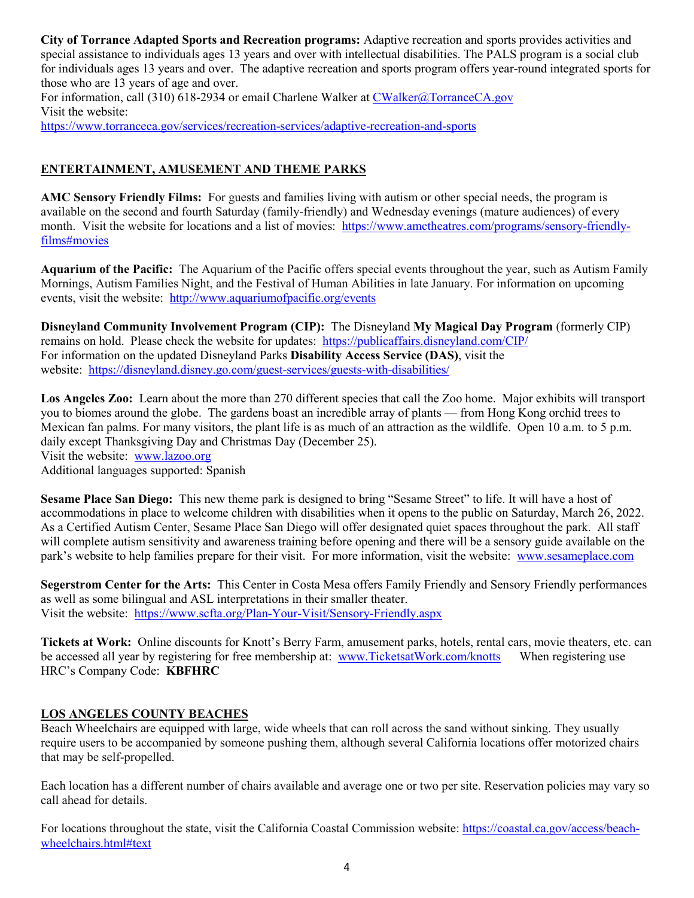**City of Torrance Adapted Sports and Recreation programs:** Adaptive recreation and sports provides activities and special assistance to individuals ages 13 years and over with intellectual disabilities. The PALS program is a social club for individuals ages 13 years and over. The adaptive recreation and sports program offers year-round integrated sports for those who are 13 years of age and over.
For information, call (310) 618-2934 or email Charlene Walker at CWalker@TorranceCA.gov
Visit the website:
https://www.torranceca.gov/services/recreation-services/adaptive-recreation-and-sports

## ENTERTAINMENT, AMUSEMENT AND THEME PARKS

**AMC Sensory Friendly Films:** For guests and families living with autism or other special needs, the program is available on the second and fourth Saturday (family-friendly) and Wednesday evenings (mature audiences) of every month. Visit the website for locations and a list of movies: https://www.amctheatres.com/programs/sensory-friendly-films#movies

**Aquarium of the Pacific:** The Aquarium of the Pacific offers special events throughout the year, such as Autism Family Mornings, Autism Families Night, and the Festival of Human Abilities in late January. For information on upcoming events, visit the website: http://www.aquariumofpacific.org/events

**Disneyland Community Involvement Program (CIP):** The Disneyland **My Magical Day Program** (formerly CIP) remains on hold. Please check the website for updates: https://publicaffairs.disneyland.com/CIP/
For information on the updated Disneyland Parks **Disability Access Service (DAS)**, visit the website: https://disneyland.disney.go.com/guest-services/guests-with-disabilities/

**Los Angeles Zoo:** Learn about the more than 270 different species that call the Zoo home. Major exhibits will transport you to biomes around the globe. The gardens boast an incredible array of plants — from Hong Kong orchid trees to Mexican fan palms. For many visitors, the plant life is as much of an attraction as the wildlife. Open 10 a.m. to 5 p.m. daily except Thanksgiving Day and Christmas Day (December 25).
Visit the website: www.lazoo.org
Additional languages supported: Spanish

**Sesame Place San Diego:** This new theme park is designed to bring "Sesame Street" to life. It will have a host of accommodations in place to welcome children with disabilities when it opens to the public on Saturday, March 26, 2022. As a Certified Autism Center, Sesame Place San Diego will offer designated quiet spaces throughout the park. All staff will complete autism sensitivity and awareness training before opening and there will be a sensory guide available on the park's website to help families prepare for their visit. For more information, visit the website: www.sesameplace.com

**Segerstrom Center for the Arts:** This Center in Costa Mesa offers Family Friendly and Sensory Friendly performances as well as some bilingual and ASL interpretations in their smaller theater.
Visit the website: https://www.scfta.org/Plan-Your-Visit/Sensory-Friendly.aspx

**Tickets at Work:** Online discounts for Knott's Berry Farm, amusement parks, hotels, rental cars, movie theaters, etc. can be accessed all year by registering for free membership at: www.TicketsatWork.com/knotts When registering use HRC's Company Code: **KBFHRC**

## LOS ANGELES COUNTY BEACHES

Beach Wheelchairs are equipped with large, wide wheels that can roll across the sand without sinking. They usually require users to be accompanied by someone pushing them, although several California locations offer motorized chairs that may be self-propelled.

Each location has a different number of chairs available and average one or two per site. Reservation policies may vary so call ahead for details.

For locations throughout the state, visit the California Coastal Commission website: https://coastal.ca.gov/access/beach-wheelchairs.html#text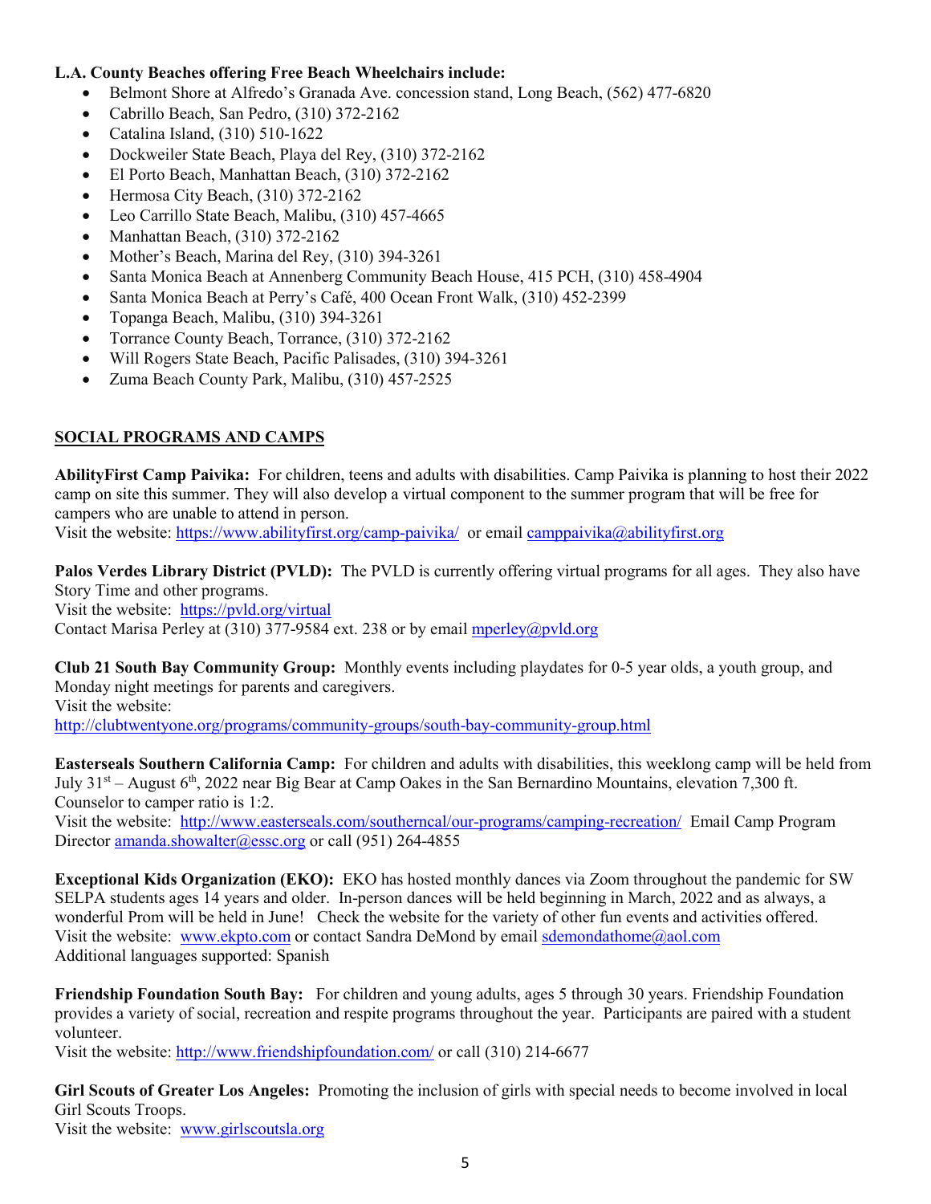**L.A. County Beaches offering Free Beach Wheelchairs include:**

- Belmont Shore at Alfredo's Granada Ave. concession stand, Long Beach, (562) 477-6820
- Cabrillo Beach, San Pedro, (310) 372-2162
- Catalina Island, (310) 510-1622
- Dockweiler State Beach, Playa del Rey, (310) 372-2162
- El Porto Beach, Manhattan Beach, (310) 372-2162
- Hermosa City Beach, (310) 372-2162
- Leo Carrillo State Beach, Malibu, (310) 457-4665
- Manhattan Beach, (310) 372-2162
- Mother's Beach, Marina del Rey, (310) 394-3261
- Santa Monica Beach at Annenberg Community Beach House, 415 PCH, (310) 458-4904
- Santa Monica Beach at Perry's Café, 400 Ocean Front Walk, (310) 452-2399
- Topanga Beach, Malibu, (310) 394-3261
- Torrance County Beach, Torrance, (310) 372-2162
- Will Rogers State Beach, Pacific Palisades, (310) 394-3261
- Zuma Beach County Park, Malibu, (310) 457-2525

## SOCIAL PROGRAMS AND CAMPS

**AbilityFirst Camp Paivika:** For children, teens and adults with disabilities. Camp Paivika is planning to host their 2022 camp on site this summer. They will also develop a virtual component to the summer program that will be free for campers who are unable to attend in person.
Visit the website: https://www.abilityfirst.org/camp-paivika/ or email camppaivika@abilityfirst.org

**Palos Verdes Library District (PVLD):** The PVLD is currently offering virtual programs for all ages. They also have Story Time and other programs.
Visit the website: https://pvld.org/virtual
Contact Marisa Perley at (310) 377-9584 ext. 238 or by email mperley@pvld.org

**Club 21 South Bay Community Group:** Monthly events including playdates for 0-5 year olds, a youth group, and Monday night meetings for parents and caregivers.
Visit the website:
http://clubtwentyone.org/programs/community-groups/south-bay-community-group.html

**Easterseals Southern California Camp:** For children and adults with disabilities, this weeklong camp will be held from July 31st – August 6th, 2022 near Big Bear at Camp Oakes in the San Bernardino Mountains, elevation 7,300 ft. Counselor to camper ratio is 1:2.
Visit the website: http://www.easterseals.com/southerncal/our-programs/camping-recreation/ Email Camp Program Director amanda.showalter@essc.org or call (951) 264-4855

**Exceptional Kids Organization (EKO):** EKO has hosted monthly dances via Zoom throughout the pandemic for SW SELPA students ages 14 years and older. In-person dances will be held beginning in March, 2022 and as always, a wonderful Prom will be held in June! Check the website for the variety of other fun events and activities offered.
Visit the website: www.ekpto.com or contact Sandra DeMond by email sdemondathome@aol.com
Additional languages supported: Spanish

**Friendship Foundation South Bay:** For children and young adults, ages 5 through 30 years. Friendship Foundation provides a variety of social, recreation and respite programs throughout the year. Participants are paired with a student volunteer.
Visit the website: http://www.friendshipfoundation.com/ or call (310) 214-6677

**Girl Scouts of Greater Los Angeles:** Promoting the inclusion of girls with special needs to become involved in local Girl Scouts Troops.
Visit the website: www.girlscoutsla.org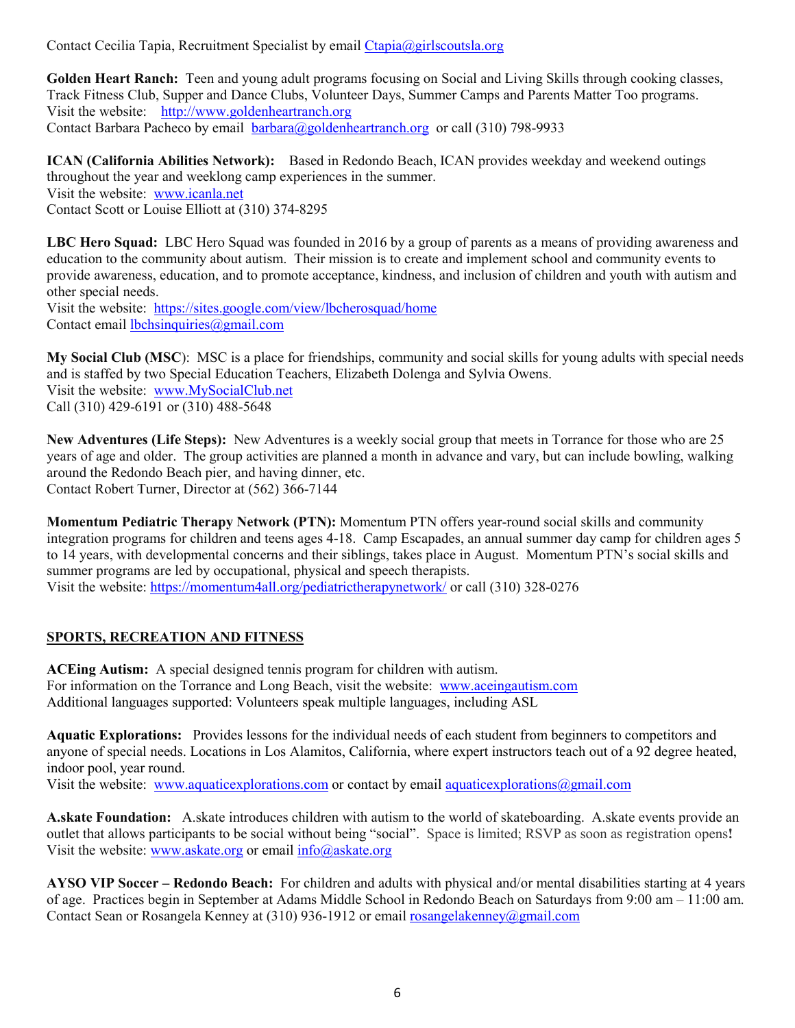Contact Cecilia Tapia, Recruitment Specialist by email Ctapia@girlscoutsla.org

**Golden Heart Ranch:** Teen and young adult programs focusing on Social and Living Skills through cooking classes, Track Fitness Club, Supper and Dance Clubs, Volunteer Days, Summer Camps and Parents Matter Too programs.
Visit the website: http://www.goldenheartranch.org
Contact Barbara Pacheco by email barbara@goldenheartranch.org or call (310) 798-9933

**ICAN (California Abilities Network):** Based in Redondo Beach, ICAN provides weekday and weekend outings throughout the year and weeklong camp experiences in the summer.
Visit the website: www.icanla.net
Contact Scott or Louise Elliott at (310) 374-8295

**LBC Hero Squad:** LBC Hero Squad was founded in 2016 by a group of parents as a means of providing awareness and education to the community about autism. Their mission is to create and implement school and community events to provide awareness, education, and to promote acceptance, kindness, and inclusion of children and youth with autism and other special needs.
Visit the website: https://sites.google.com/view/lbcherosquad/home
Contact email lbchsinquiries@gmail.com

**My Social Club (MSC)**: MSC is a place for friendships, community and social skills for young adults with special needs and is staffed by two Special Education Teachers, Elizabeth Dolenga and Sylvia Owens.
Visit the website: www.MySocialClub.net
Call (310) 429-6191 or (310) 488-5648

**New Adventures (Life Steps):** New Adventures is a weekly social group that meets in Torrance for those who are 25 years of age and older. The group activities are planned a month in advance and vary, but can include bowling, walking around the Redondo Beach pier, and having dinner, etc.
Contact Robert Turner, Director at (562) 366-7144

**Momentum Pediatric Therapy Network (PTN):** Momentum PTN offers year-round social skills and community integration programs for children and teens ages 4-18. Camp Escapades, an annual summer day camp for children ages 5 to 14 years, with developmental concerns and their siblings, takes place in August. Momentum PTN's social skills and summer programs are led by occupational, physical and speech therapists.
Visit the website: https://momentum4all.org/pediatrictherapynetwork/ or call (310) 328-0276

## SPORTS, RECREATION AND FITNESS

**ACEing Autism:** A special designed tennis program for children with autism.
For information on the Torrance and Long Beach, visit the website: www.aceingautism.com
Additional languages supported: Volunteers speak multiple languages, including ASL

**Aquatic Explorations:** Provides lessons for the individual needs of each student from beginners to competitors and anyone of special needs. Locations in Los Alamitos, California, where expert instructors teach out of a 92 degree heated, indoor pool, year round.
Visit the website: www.aquaticexplorations.com or contact by email aquaticexplorations@gmail.com

**A.skate Foundation:** A.skate introduces children with autism to the world of skateboarding. A.skate events provide an outlet that allows participants to be social without being "social". Space is limited; RSVP as soon as registration opens**!**
Visit the website: www.askate.org or email info@askate.org

**AYSO VIP Soccer – Redondo Beach:** For children and adults with physical and/or mental disabilities starting at 4 years of age. Practices begin in September at Adams Middle School in Redondo Beach on Saturdays from 9:00 am – 11:00 am.
Contact Sean or Rosangela Kenney at (310) 936-1912 or email rosangelakenney@gmail.com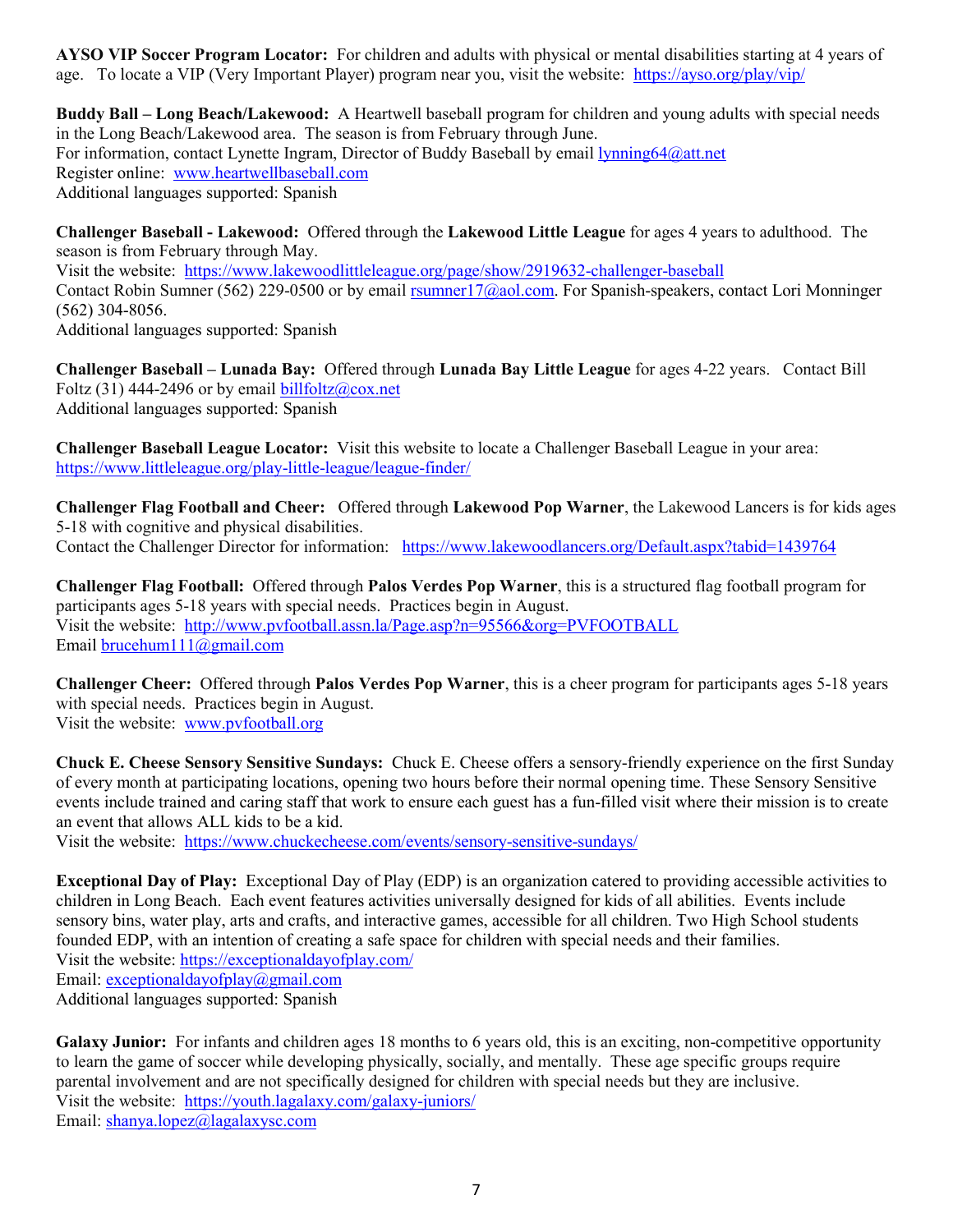**AYSO VIP Soccer Program Locator:** For children and adults with physical or mental disabilities starting at 4 years of age. To locate a VIP (Very Important Player) program near you, visit the website: https://ayso.org/play/vip/

**Buddy Ball – Long Beach/Lakewood:** A Heartwell baseball program for children and young adults with special needs in the Long Beach/Lakewood area. The season is from February through June.
For information, contact Lynette Ingram, Director of Buddy Baseball by email lynning64@att.net
Register online: www.heartwellbaseball.com
Additional languages supported: Spanish

**Challenger Baseball - Lakewood:** Offered through the **Lakewood Little League** for ages 4 years to adulthood. The season is from February through May.
Visit the website: https://www.lakewoodlittleleague.org/page/show/2919632-challenger-baseball
Contact Robin Sumner (562) 229-0500 or by email rsumner17@aol.com. For Spanish-speakers, contact Lori Monninger (562) 304-8056.
Additional languages supported: Spanish

**Challenger Baseball – Lunada Bay:** Offered through **Lunada Bay Little League** for ages 4-22 years. Contact Bill Foltz (31) 444-2496 or by email billfoltz@cox.net
Additional languages supported: Spanish

**Challenger Baseball League Locator:** Visit this website to locate a Challenger Baseball League in your area: https://www.littleleague.org/play-little-league/league-finder/

**Challenger Flag Football and Cheer:** Offered through **Lakewood Pop Warner**, the Lakewood Lancers is for kids ages 5-18 with cognitive and physical disabilities.
Contact the Challenger Director for information: https://www.lakewoodlancers.org/Default.aspx?tabid=1439764

**Challenger Flag Football:** Offered through **Palos Verdes Pop Warner**, this is a structured flag football program for participants ages 5-18 years with special needs. Practices begin in August.
Visit the website: http://www.pvfootball.assn.la/Page.asp?n=95566&org=PVFOOTBALL
Email brucehum111@gmail.com

**Challenger Cheer:** Offered through **Palos Verdes Pop Warner**, this is a cheer program for participants ages 5-18 years with special needs. Practices begin in August.
Visit the website: www.pvfootball.org

**Chuck E. Cheese Sensory Sensitive Sundays:** Chuck E. Cheese offers a sensory-friendly experience on the first Sunday of every month at participating locations, opening two hours before their normal opening time. These Sensory Sensitive events include trained and caring staff that work to ensure each guest has a fun-filled visit where their mission is to create an event that allows ALL kids to be a kid.
Visit the website: https://www.chuckecheese.com/events/sensory-sensitive-sundays/

**Exceptional Day of Play:** Exceptional Day of Play (EDP) is an organization catered to providing accessible activities to children in Long Beach. Each event features activities universally designed for kids of all abilities. Events include sensory bins, water play, arts and crafts, and interactive games, accessible for all children. Two High School students founded EDP, with an intention of creating a safe space for children with special needs and their families.
Visit the website: https://exceptionaldayofplay.com/
Email: exceptionaldayofplay@gmail.com
Additional languages supported: Spanish

**Galaxy Junior:** For infants and children ages 18 months to 6 years old, this is an exciting, non-competitive opportunity to learn the game of soccer while developing physically, socially, and mentally. These age specific groups require parental involvement and are not specifically designed for children with special needs but they are inclusive.
Visit the website: https://youth.lagalaxy.com/galaxy-juniors/
Email: shanya.lopez@lagalaxysc.com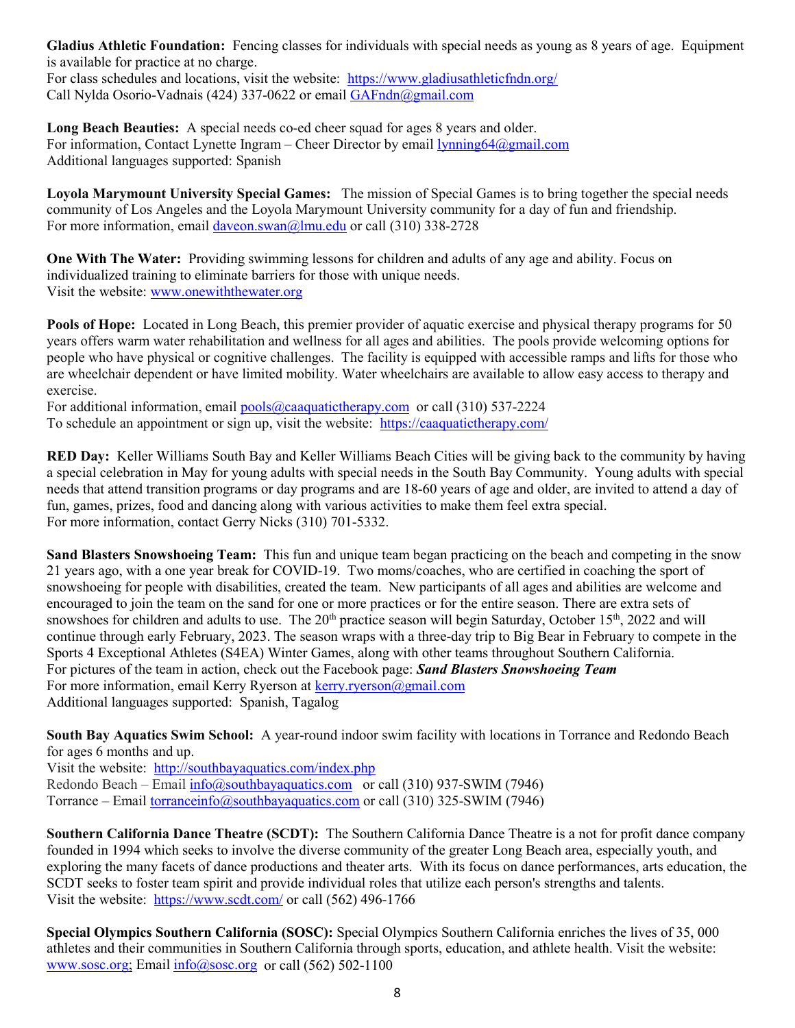**Gladius Athletic Foundation:** Fencing classes for individuals with special needs as young as 8 years of age. Equipment is available for practice at no charge.
For class schedules and locations, visit the website: https://www.gladiusathleticfndn.org/
Call Nylda Osorio-Vadnais (424) 337-0622 or email GAFndn@gmail.com

**Long Beach Beauties:** A special needs co-ed cheer squad for ages 8 years and older.
For information, Contact Lynette Ingram – Cheer Director by email lynning64@gmail.com
Additional languages supported: Spanish

**Loyola Marymount University Special Games:** The mission of Special Games is to bring together the special needs community of Los Angeles and the Loyola Marymount University community for a day of fun and friendship.
For more information, email daveon.swan@lmu.edu or call (310) 338-2728

**One With The Water:** Providing swimming lessons for children and adults of any age and ability. Focus on individualized training to eliminate barriers for those with unique needs.
Visit the website: www.onewiththewater.org

**Pools of Hope:** Located in Long Beach, this premier provider of aquatic exercise and physical therapy programs for 50 years offers warm water rehabilitation and wellness for all ages and abilities. The pools provide welcoming options for people who have physical or cognitive challenges. The facility is equipped with accessible ramps and lifts for those who are wheelchair dependent or have limited mobility. Water wheelchairs are available to allow easy access to therapy and exercise.
For additional information, email pools@caaquatictherapy.com or call (310) 537-2224
To schedule an appointment or sign up, visit the website: https://caaquatictherapy.com/

**RED Day:** Keller Williams South Bay and Keller Williams Beach Cities will be giving back to the community by having a special celebration in May for young adults with special needs in the South Bay Community. Young adults with special needs that attend transition programs or day programs and are 18-60 years of age and older, are invited to attend a day of fun, games, prizes, food and dancing along with various activities to make them feel extra special.
For more information, contact Gerry Nicks (310) 701-5332.

**Sand Blasters Snowshoeing Team:** This fun and unique team began practicing on the beach and competing in the snow 21 years ago, with a one year break for COVID-19. Two moms/coaches, who are certified in coaching the sport of snowshoeing for people with disabilities, created the team. New participants of all ages and abilities are welcome and encouraged to join the team on the sand for one or more practices or for the entire season. There are extra sets of snowshoes for children and adults to use. The 20th practice season will begin Saturday, October 15th, 2022 and will continue through early February, 2023. The season wraps with a three-day trip to Big Bear in February to compete in the Sports 4 Exceptional Athletes (S4EA) Winter Games, along with other teams throughout Southern California.
For pictures of the team in action, check out the Facebook page: ***Sand Blasters Snowshoeing Team***
For more information, email Kerry Ryerson at kerry.ryerson@gmail.com
Additional languages supported: Spanish, Tagalog

**South Bay Aquatics Swim School:** A year-round indoor swim facility with locations in Torrance and Redondo Beach for ages 6 months and up.
Visit the website: http://southbayaquatics.com/index.php
Redondo Beach – Email info@southbayaquatics.com or call (310) 937-SWIM (7946)
Torrance – Email torranceinfo@southbayaquatics.com or call (310) 325-SWIM (7946)

**Southern California Dance Theatre (SCDT):** The Southern California Dance Theatre is a not for profit dance company founded in 1994 which seeks to involve the diverse community of the greater Long Beach area, especially youth, and exploring the many facets of dance productions and theater arts. With its focus on dance performances, arts education, the SCDT seeks to foster team spirit and provide individual roles that utilize each person's strengths and talents.
Visit the website: https://www.scdt.com/ or call (562) 496-1766

**Special Olympics Southern California (SOSC):** Special Olympics Southern California enriches the lives of 35, 000 athletes and their communities in Southern California through sports, education, and athlete health. Visit the website: www.sosc.org; Email info@sosc.org or call (562) 502-1100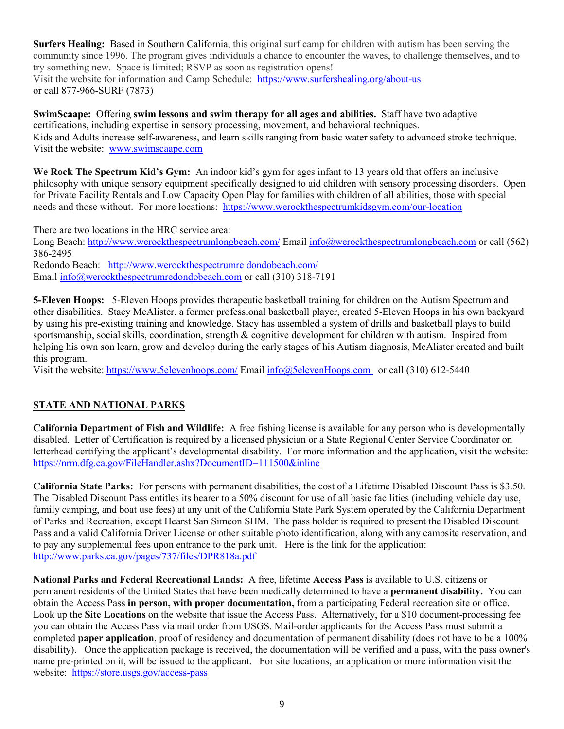**Surfers Healing:** Based in Southern California, this original surf camp for children with autism has been serving the community since 1996. The program gives individuals a chance to encounter the waves, to challenge themselves, and to try something new. Space is limited; RSVP as soon as registration opens!
Visit the website for information and Camp Schedule: https://www.surfershealing.org/about-us
or call 877-966-SURF (7873)

**SwimScaape:** Offering **swim lessons and swim therapy for all ages and abilities.** Staff have two adaptive certifications, including expertise in sensory processing, movement, and behavioral techniques.
Kids and Adults increase self-awareness, and learn skills ranging from basic water safety to advanced stroke technique.
Visit the website: www.swimscaape.com

**We Rock The Spectrum Kid's Gym:** An indoor kid's gym for ages infant to 13 years old that offers an inclusive philosophy with unique sensory equipment specifically designed to aid children with sensory processing disorders. Open for Private Facility Rentals and Low Capacity Open Play for families with children of all abilities, those with special needs and those without. For more locations: https://www.werockthespectrumkidsgym.com/our-location

There are two locations in the HRC service area:
Long Beach: http://www.werockthespectrumlongbeach.com/ Email info@werockthespectrumlongbeach.com or call (562) 386-2495
Redondo Beach: http://www.werockthespectrumre dondobeach.com/
Email info@werockthespectrumredondobeach.com or call (310) 318-7191

**5-Eleven Hoops:** 5-Eleven Hoops provides therapeutic basketball training for children on the Autism Spectrum and other disabilities. Stacy McAlister, a former professional basketball player, created 5-Eleven Hoops in his own backyard by using his pre-existing training and knowledge. Stacy has assembled a system of drills and basketball plays to build sportsmanship, social skills, coordination, strength & cognitive development for children with autism. Inspired from helping his own son learn, grow and develop during the early stages of his Autism diagnosis, McAlister created and built this program.
Visit the website: https://www.5elevenhoops.com/ Email info@5elevenHoops.com or call (310) 612-5440

## STATE AND NATIONAL PARKS

**California Department of Fish and Wildlife:** A free fishing license is available for any person who is developmentally disabled. Letter of Certification is required by a licensed physician or a State Regional Center Service Coordinator on letterhead certifying the applicant's developmental disability. For more information and the application, visit the website: https://nrm.dfg.ca.gov/FileHandler.ashx?DocumentID=111500&inline

**California State Parks:** For persons with permanent disabilities, the cost of a Lifetime Disabled Discount Pass is $3.50. The Disabled Discount Pass entitles its bearer to a 50% discount for use of all basic facilities (including vehicle day use, family camping, and boat use fees) at any unit of the California State Park System operated by the California Department of Parks and Recreation, except Hearst San Simeon SHM. The pass holder is required to present the Disabled Discount Pass and a valid California Driver License or other suitable photo identification, along with any campsite reservation, and to pay any supplemental fees upon entrance to the park unit. Here is the link for the application: http://www.parks.ca.gov/pages/737/files/DPR818a.pdf

**National Parks and Federal Recreational Lands:** A free, lifetime **Access Pass** is available to U.S. citizens or permanent residents of the United States that have been medically determined to have a **permanent disability.** You can obtain the Access Pass **in person, with proper documentation,** from a participating Federal recreation site or office. Look up the **Site Locations** on the website that issue the Access Pass. Alternatively, for a $10 document-processing fee you can obtain the Access Pass via mail order from USGS. Mail-order applicants for the Access Pass must submit a completed **paper application**, proof of residency and documentation of permanent disability (does not have to be a 100% disability). Once the application package is received, the documentation will be verified and a pass, with the pass owner's name pre-printed on it, will be issued to the applicant. For site locations, an application or more information visit the website: https://store.usgs.gov/access-pass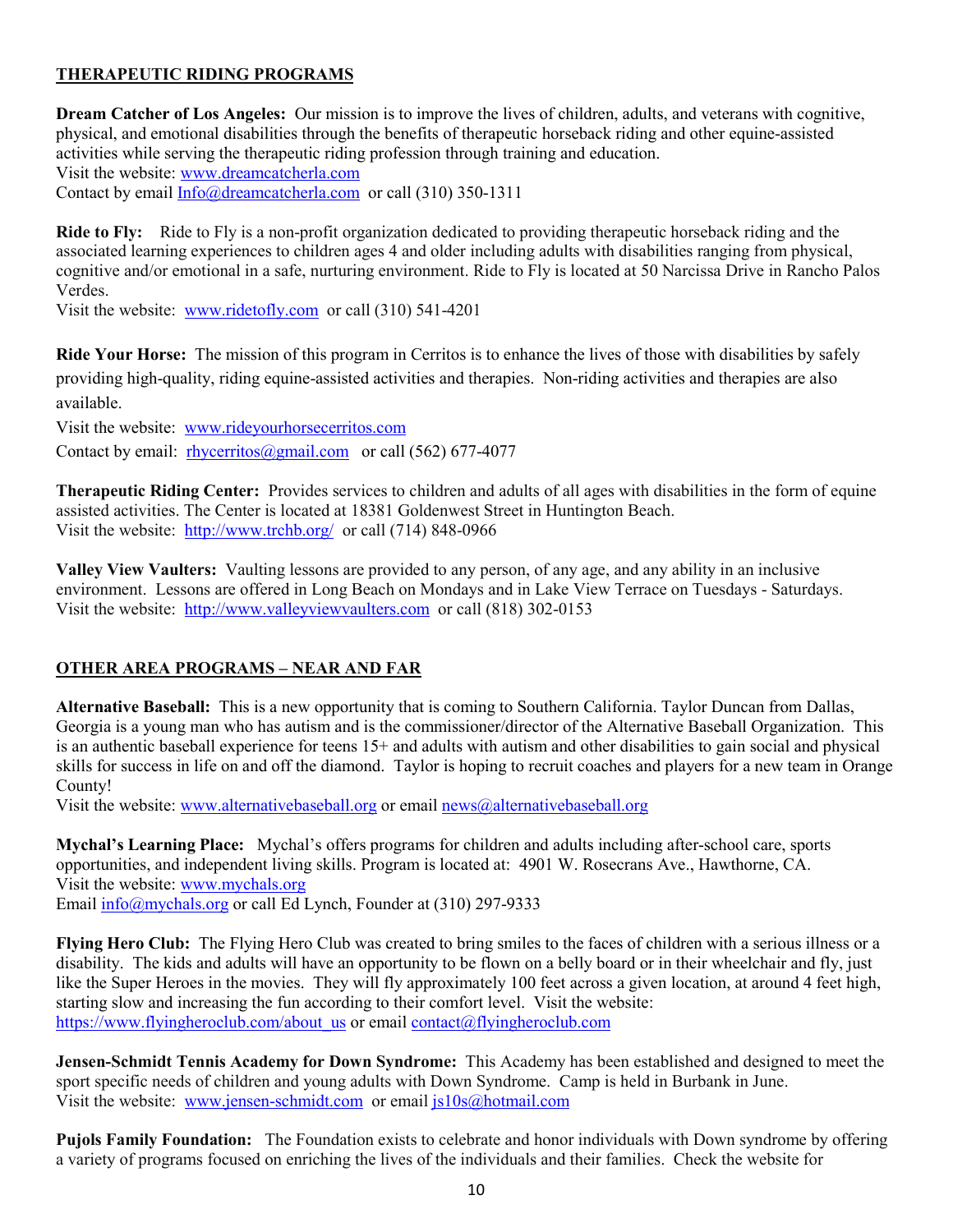## THERAPEUTIC RIDING PROGRAMS

**Dream Catcher of Los Angeles:** Our mission is to improve the lives of children, adults, and veterans with cognitive, physical, and emotional disabilities through the benefits of therapeutic horseback riding and other equine-assisted activities while serving the therapeutic riding profession through training and education.
Visit the website: www.dreamcatcherla.com
Contact by email Info@dreamcatcherla.com or call (310) 350-1311

**Ride to Fly:** Ride to Fly is a non-profit organization dedicated to providing therapeutic horseback riding and the associated learning experiences to children ages 4 and older including adults with disabilities ranging from physical, cognitive and/or emotional in a safe, nurturing environment. Ride to Fly is located at 50 Narcissa Drive in Rancho Palos Verdes.
Visit the website: www.ridetofly.com or call (310) 541-4201

**Ride Your Horse:** The mission of this program in Cerritos is to enhance the lives of those with disabilities by safely providing high-quality, riding equine-assisted activities and therapies. Non-riding activities and therapies are also available.
Visit the website: www.rideyourhorsecerritos.com
Contact by email: rhycerritos@gmail.com or call (562) 677-4077

**Therapeutic Riding Center:** Provides services to children and adults of all ages with disabilities in the form of equine assisted activities. The Center is located at 18381 Goldenwest Street in Huntington Beach.
Visit the website: http://www.trchb.org/ or call (714) 848-0966

**Valley View Vaulters:** Vaulting lessons are provided to any person, of any age, and any ability in an inclusive environment. Lessons are offered in Long Beach on Mondays and in Lake View Terrace on Tuesdays - Saturdays.
Visit the website: http://www.valleyviewvaulters.com or call (818) 302-0153

## OTHER AREA PROGRAMS – NEAR AND FAR

**Alternative Baseball:** This is a new opportunity that is coming to Southern California. Taylor Duncan from Dallas, Georgia is a young man who has autism and is the commissioner/director of the Alternative Baseball Organization. This is an authentic baseball experience for teens 15+ and adults with autism and other disabilities to gain social and physical skills for success in life on and off the diamond. Taylor is hoping to recruit coaches and players for a new team in Orange County!
Visit the website: www.alternativebaseball.org or email news@alternativebaseball.org

**Mychal's Learning Place:** Mychal's offers programs for children and adults including after-school care, sports opportunities, and independent living skills. Program is located at: 4901 W. Rosecrans Ave., Hawthorne, CA.
Visit the website: www.mychals.org
Email info@mychals.org or call Ed Lynch, Founder at (310) 297-9333

**Flying Hero Club:** The Flying Hero Club was created to bring smiles to the faces of children with a serious illness or a disability. The kids and adults will have an opportunity to be flown on a belly board or in their wheelchair and fly, just like the Super Heroes in the movies. They will fly approximately 100 feet across a given location, at around 4 feet high, starting slow and increasing the fun according to their comfort level. Visit the website: https://www.flyingheroclub.com/about_us or email contact@flyingheroclub.com

**Jensen-Schmidt Tennis Academy for Down Syndrome:** This Academy has been established and designed to meet the sport specific needs of children and young adults with Down Syndrome. Camp is held in Burbank in June.
Visit the website: www.jensen-schmidt.com or email js10s@hotmail.com

**Pujols Family Foundation:** The Foundation exists to celebrate and honor individuals with Down syndrome by offering a variety of programs focused on enriching the lives of the individuals and their families. Check the website for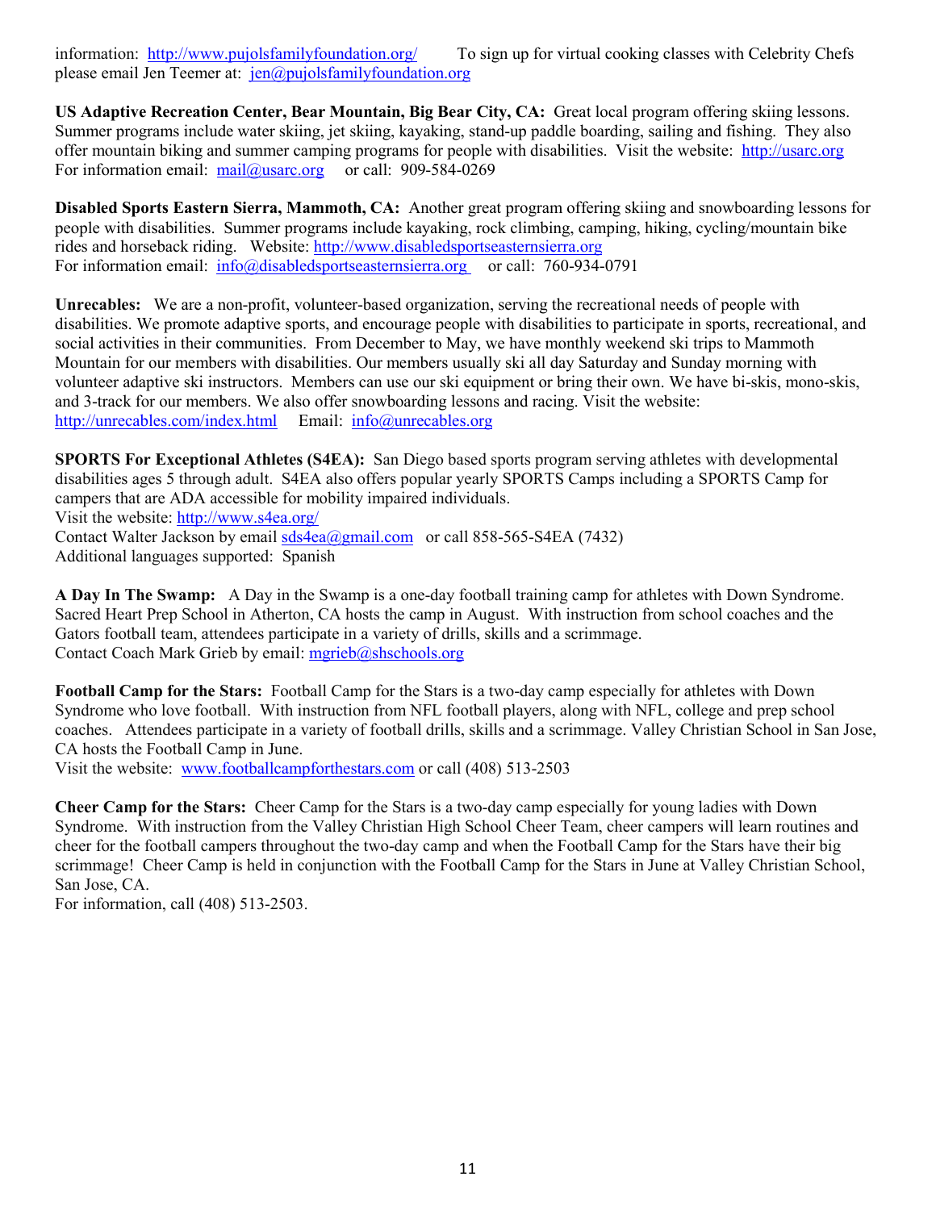information: http://www.pujolsfamilyfoundation.org/ To sign up for virtual cooking classes with Celebrity Chefs please email Jen Teemer at: jen@pujolsfamilyfoundation.org

**US Adaptive Recreation Center, Bear Mountain, Big Bear City, CA:** Great local program offering skiing lessons. Summer programs include water skiing, jet skiing, kayaking, stand-up paddle boarding, sailing and fishing. They also offer mountain biking and summer camping programs for people with disabilities. Visit the website: http://usarc.org
For information email: mail@usarc.org or call: 909-584-0269

**Disabled Sports Eastern Sierra, Mammoth, CA:** Another great program offering skiing and snowboarding lessons for people with disabilities. Summer programs include kayaking, rock climbing, camping, hiking, cycling/mountain bike rides and horseback riding. Website: http://www.disabledsportseasternsierra.org
For information email: info@disabledsportseasternsierra.org or call: 760-934-0791

**Unrecables:** We are a non-profit, volunteer-based organization, serving the recreational needs of people with disabilities. We promote adaptive sports, and encourage people with disabilities to participate in sports, recreational, and social activities in their communities. From December to May, we have monthly weekend ski trips to Mammoth Mountain for our members with disabilities. Our members usually ski all day Saturday and Sunday morning with volunteer adaptive ski instructors. Members can use our ski equipment or bring their own. We have bi-skis, mono-skis, and 3-track for our members. We also offer snowboarding lessons and racing. Visit the website: http://unrecables.com/index.html Email: info@unrecables.org

**SPORTS For Exceptional Athletes (S4EA):** San Diego based sports program serving athletes with developmental disabilities ages 5 through adult. S4EA also offers popular yearly SPORTS Camps including a SPORTS Camp for campers that are ADA accessible for mobility impaired individuals.
Visit the website: http://www.s4ea.org/
Contact Walter Jackson by email sds4ea@gmail.com or call 858-565-S4EA (7432)
Additional languages supported: Spanish

**A Day In The Swamp:** A Day in the Swamp is a one-day football training camp for athletes with Down Syndrome. Sacred Heart Prep School in Atherton, CA hosts the camp in August. With instruction from school coaches and the Gators football team, attendees participate in a variety of drills, skills and a scrimmage.
Contact Coach Mark Grieb by email: mgrieb@shschools.org

**Football Camp for the Stars:** Football Camp for the Stars is a two-day camp especially for athletes with Down Syndrome who love football. With instruction from NFL football players, along with NFL, college and prep school coaches. Attendees participate in a variety of football drills, skills and a scrimmage. Valley Christian School in San Jose, CA hosts the Football Camp in June.
Visit the website: www.footballcampforthestars.com or call (408) 513-2503

**Cheer Camp for the Stars:** Cheer Camp for the Stars is a two-day camp especially for young ladies with Down Syndrome. With instruction from the Valley Christian High School Cheer Team, cheer campers will learn routines and cheer for the football campers throughout the two-day camp and when the Football Camp for the Stars have their big scrimmage! Cheer Camp is held in conjunction with the Football Camp for the Stars in June at Valley Christian School, San Jose, CA.
For information, call (408) 513-2503.